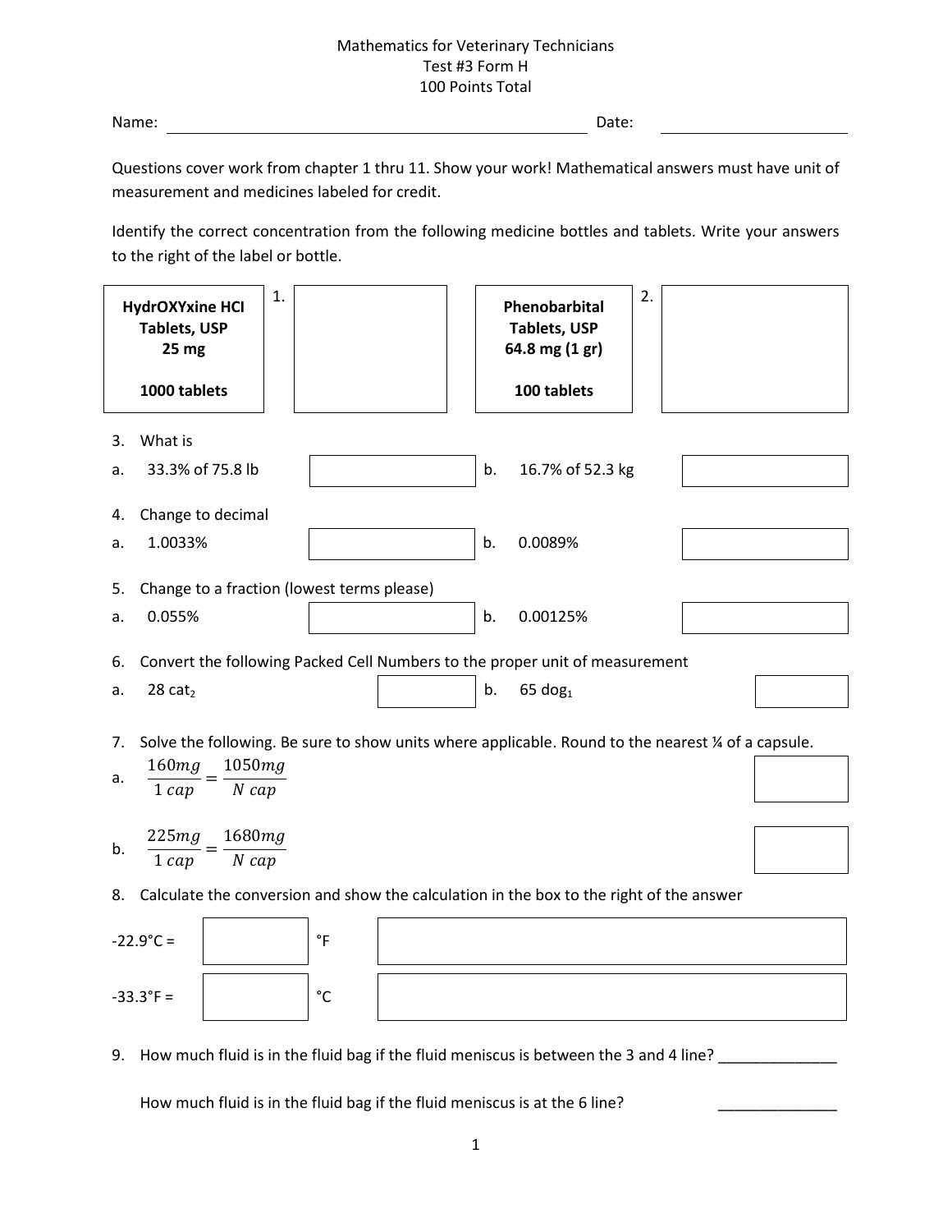Mathematics for Veterinary Technicians
Test #3 Form H
100 Points Total

Name: ______________________________ Date: ______________

Questions cover work from chapter 1 thru 11. Show your work! Mathematical answers must have unit of measurement and medicines labeled for credit.

Identify the correct concentration from the following medicine bottles and tablets. Write your answers to the right of the label or bottle.

| Label | 1. | Label | 2. |
|---|---|---|---|
| **HydrOXYxine HCI Tablets, USP 25 mg**<br><br>**1000 tablets** | | **Phenobarbital Tablets, USP 64.8 mg (1 gr)**<br><br>**100 tablets** | |

3. What is

a. 33.3% of 75.8 lb ______ b. 16.7% of 52.3 kg ______

4. Change to decimal

a. 1.0033% ______ b. 0.0089% ______

5. Change to a fraction (lowest terms please)

a. 0.055% ______ b. 0.00125% ______

6. Convert the following Packed Cell Numbers to the proper unit of measurement

a. 28 $cat_2$ ______ b. 65 $dog_1$ ______

7. Solve the following. Be sure to show units where applicable. Round to the nearest ¼ of a capsule.

a. $\frac{160mg}{1\ cap} = \frac{1050mg}{N\ cap}$ ______

b. $\frac{225mg}{1\ cap} = \frac{1680mg}{N\ cap}$ ______

8. Calculate the conversion and show the calculation in the box to the right of the answer

-22.9°C = ______ °F ______

-33.3°F = ______ °C ______

9. How much fluid is in the fluid bag if the fluid meniscus is between the 3 and 4 line? ______________

How much fluid is in the fluid bag if the fluid meniscus is at the 6 line? ______________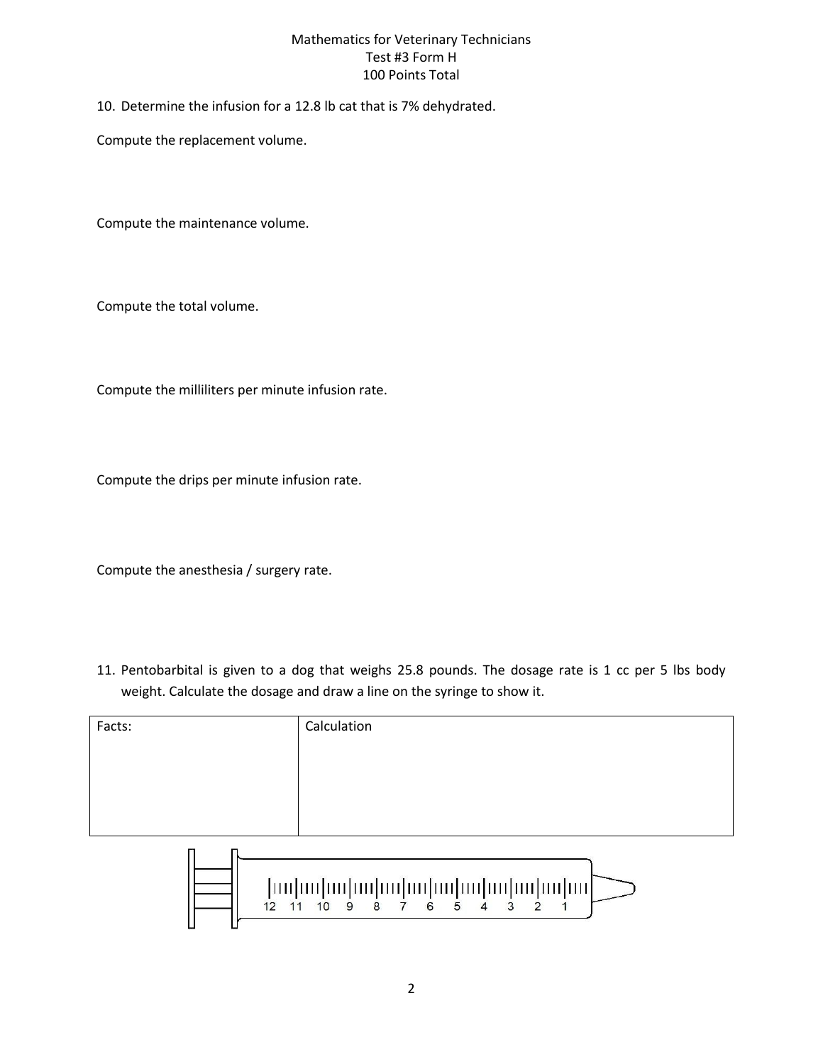10. Determine the infusion for a 12.8 lb cat that is 7% dehydrated.

Compute the replacement volume.

Compute the maintenance volume.

Compute the total volume.

Compute the milliliters per minute infusion rate.

Compute the drips per minute infusion rate.

Compute the anesthesia / surgery rate.

11. Pentobarbital is given to a dog that weighs 25.8 pounds. The dosage rate is 1 cc per 5 lbs body weight. Calculate the dosage and draw a line on the syringe to show it.

| Facts: | Calculation |
|---|---|
| | |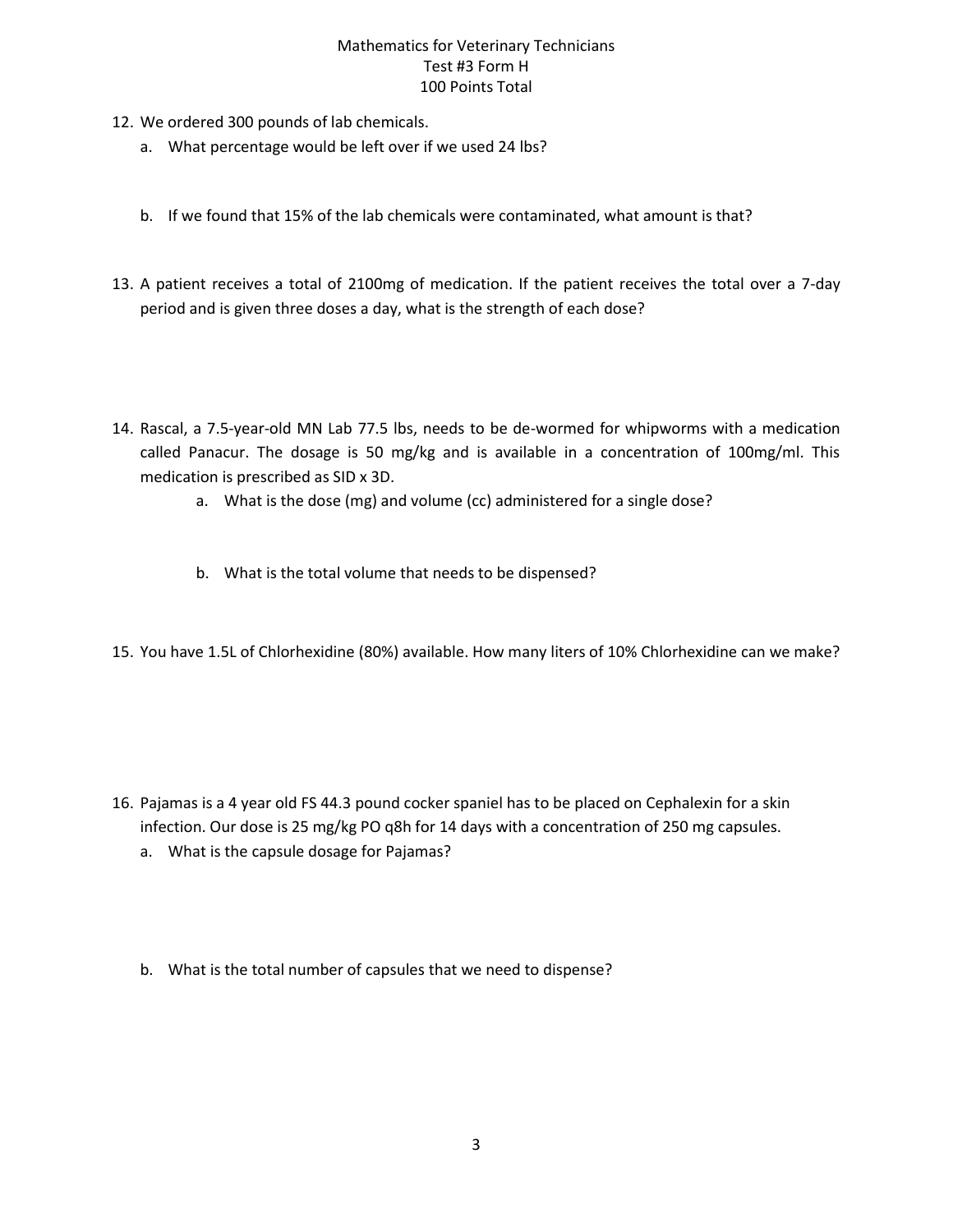Mathematics for Veterinary Technicians
Test #3 Form H
100 Points Total

12. We ordered 300 pounds of lab chemicals.
    a. What percentage would be left over if we used 24 lbs?

    b. If we found that 15% of the lab chemicals were contaminated, what amount is that?

13. A patient receives a total of 2100mg of medication. If the patient receives the total over a 7-day period and is given three doses a day, what is the strength of each dose?

14. Rascal, a 7.5-year-old MN Lab 77.5 lbs, needs to be de-wormed for whipworms with a medication called Panacur. The dosage is 50 mg/kg and is available in a concentration of 100mg/ml. This medication is prescribed as SID x 3D.
    a. What is the dose (mg) and volume (cc) administered for a single dose?

    b. What is the total volume that needs to be dispensed?

15. You have 1.5L of Chlorhexidine (80%) available. How many liters of 10% Chlorhexidine can we make?

16. Pajamas is a 4 year old FS 44.3 pound cocker spaniel has to be placed on Cephalexin for a skin infection. Our dose is 25 mg/kg PO q8h for 14 days with a concentration of 250 mg capsules.
    a. What is the capsule dosage for Pajamas?

    b. What is the total number of capsules that we need to dispense?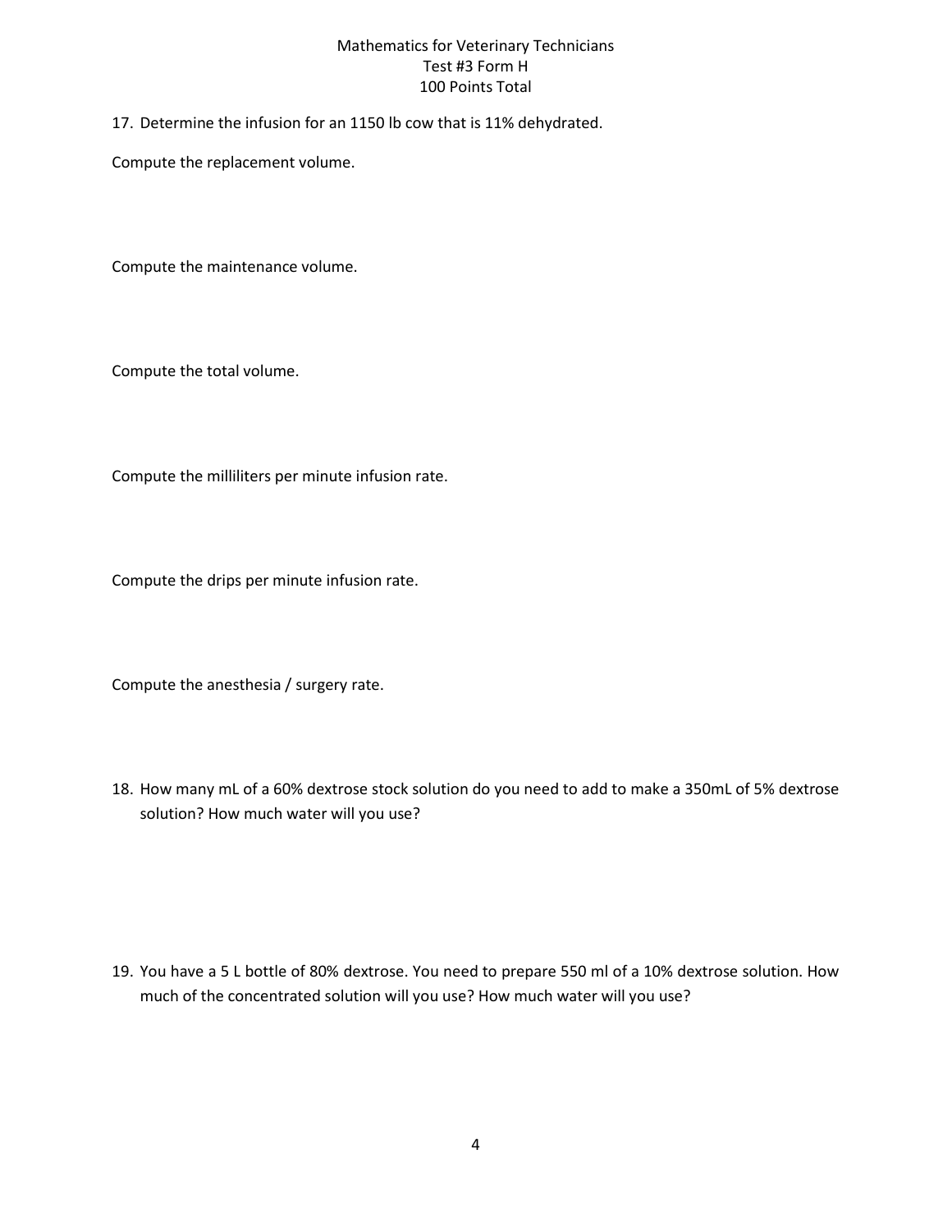17. Determine the infusion for an 1150 lb cow that is 11% dehydrated.

Compute the replacement volume.

Compute the maintenance volume.

Compute the total volume.

Compute the milliliters per minute infusion rate.

Compute the drips per minute infusion rate.

Compute the anesthesia / surgery rate.

18. How many mL of a 60% dextrose stock solution do you need to add to make a 350mL of 5% dextrose solution? How much water will you use?

19. You have a 5 L bottle of 80% dextrose. You need to prepare 550 ml of a 10% dextrose solution. How much of the concentrated solution will you use? How much water will you use?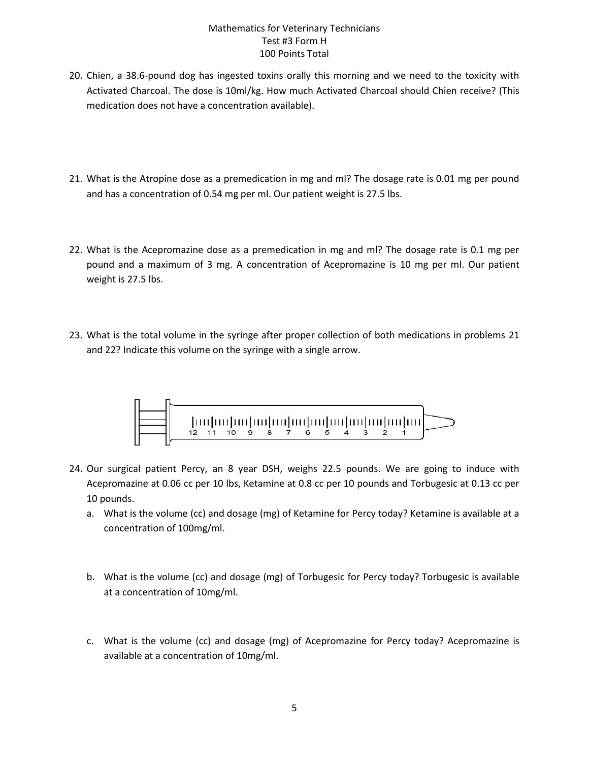Mathematics for Veterinary Technicians
Test #3 Form H
100 Points Total

20. Chien, a 38.6-pound dog has ingested toxins orally this morning and we need to the toxicity with Activated Charcoal. The dose is 10ml/kg. How much Activated Charcoal should Chien receive? (This medication does not have a concentration available).

21. What is the Atropine dose as a premedication in mg and ml? The dosage rate is 0.01 mg per pound and has a concentration of 0.54 mg per ml. Our patient weight is 27.5 lbs.

22. What is the Acepromazine dose as a premedication in mg and ml? The dosage rate is 0.1 mg per pound and a maximum of 3 mg. A concentration of Acepromazine is 10 mg per ml. Our patient weight is 27.5 lbs.

23. What is the total volume in the syringe after proper collection of both medications in problems 21 and 22? Indicate this volume on the syringe with a single arrow.

12 11 10 9 8 7 6 5 4 3 2 1

24. Our surgical patient Percy, an 8 year DSH, weighs 22.5 pounds. We are going to induce with Acepromazine at 0.06 cc per 10 lbs, Ketamine at 0.8 cc per 10 pounds and Torbugesic at 0.13 cc per 10 pounds.
    a. What is the volume (cc) and dosage (mg) of Ketamine for Percy today? Ketamine is available at a concentration of 100mg/ml.
    b. What is the volume (cc) and dosage (mg) of Torbugesic for Percy today? Torbugesic is available at a concentration of 10mg/ml.
    c. What is the volume (cc) and dosage (mg) of Acepromazine for Percy today? Acepromazine is available at a concentration of 10mg/ml.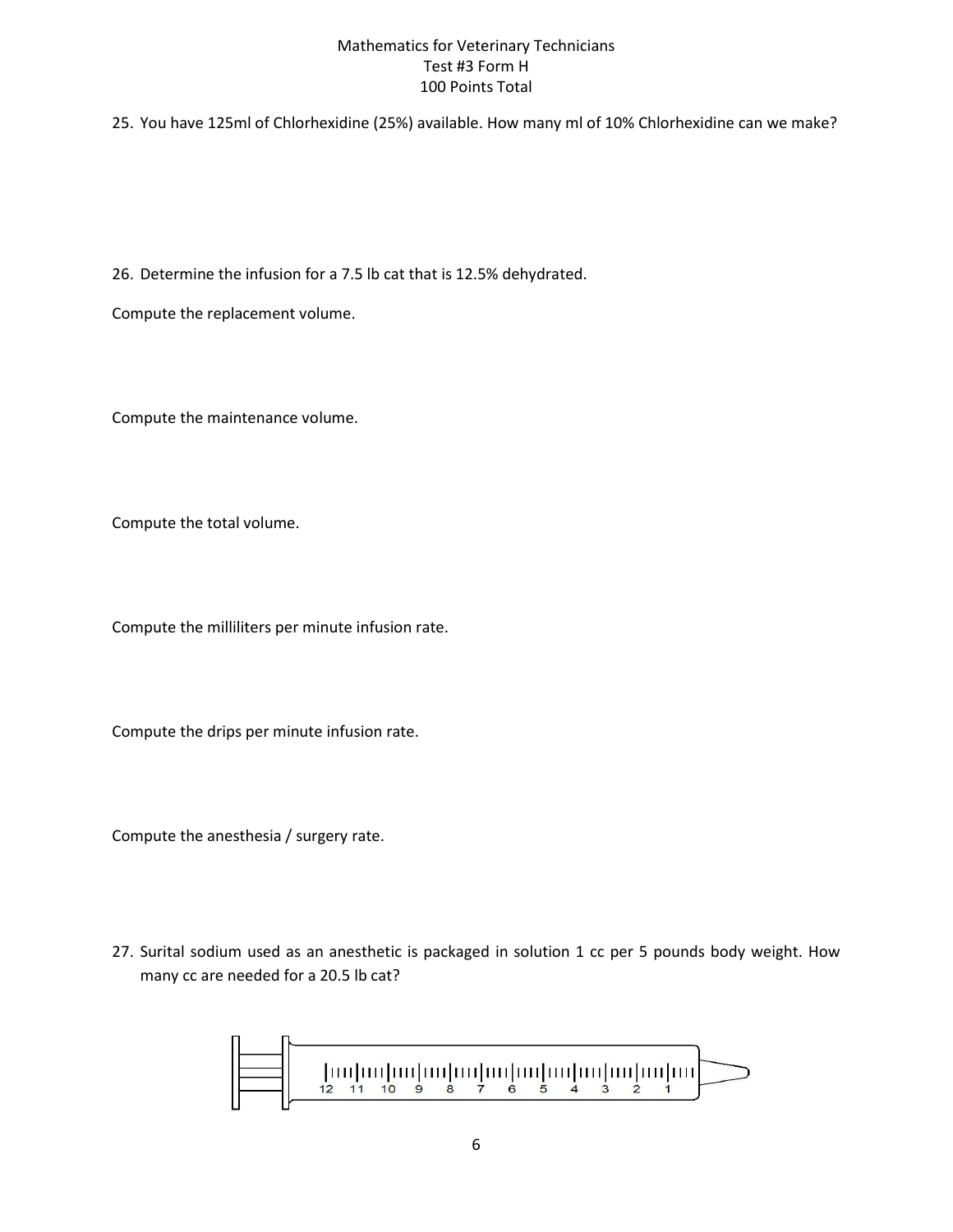25. You have 125ml of Chlorhexidine (25%) available. How many ml of 10% Chlorhexidine can we make?

26. Determine the infusion for a 7.5 lb cat that is 12.5% dehydrated.

Compute the replacement volume.

Compute the maintenance volume.

Compute the total volume.

Compute the milliliters per minute infusion rate.

Compute the drips per minute infusion rate.

Compute the anesthesia / surgery rate.

27. Surital sodium used as an anesthetic is packaged in solution 1 cc per 5 pounds body weight. How many cc are needed for a 20.5 lb cat?

12 11 10 9 8 7 6 5 4 3 2 1